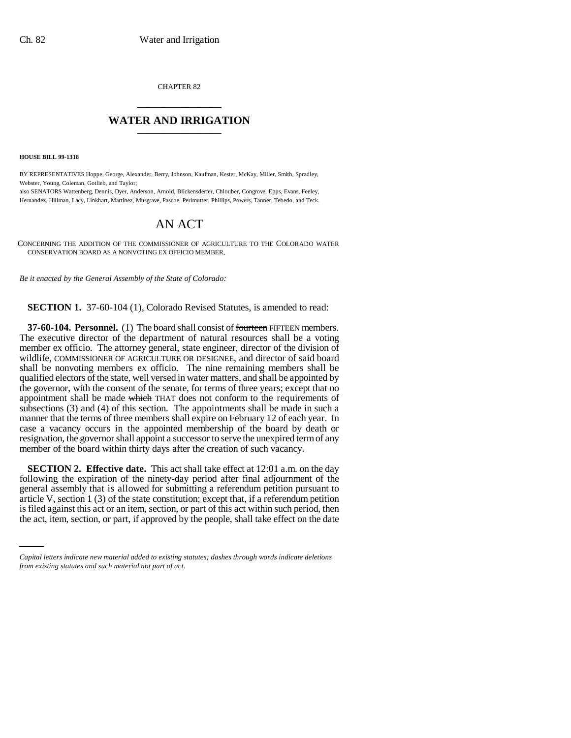CHAPTER 82

# WATER AND IRRIGATION

**HOUSE BILL 99-1318**

BY REPRESENTATIVES Hoppe, George, Alexander, Berry, Johnson, Kaufman, Kester, McKay, Miller, Smith, Spradley, Webster, Young, Coleman, Gotlieb, and Taylor;
also SENATORS Wattenberg, Dennis, Dyer, Anderson, Arnold, Blickensderfer, Chlouber, Congrove, Epps, Evans, Feeley, Hernandez, Hillman, Lacy, Linkhart, Martinez, Musgrave, Pascoe, Perlmutter, Phillips, Powers, Tanner, Tebedo, and Teck.

## AN ACT

CONCERNING THE ADDITION OF THE COMMISSIONER OF AGRICULTURE TO THE COLORADO WATER CONSERVATION BOARD AS A NONVOTING EX OFFICIO MEMBER.

*Be it enacted by the General Assembly of the State of Colorado:*

**SECTION 1.** 37-60-104 (1), Colorado Revised Statutes, is amended to read:

**37-60-104. Personnel.** (1) The board shall consist of ~~fourteen~~ FIFTEEN members. The executive director of the department of natural resources shall be a voting member ex officio. The attorney general, state engineer, director of the division of wildlife, COMMISSIONER OF AGRICULTURE OR DESIGNEE, and director of said board shall be nonvoting members ex officio. The nine remaining members shall be qualified electors of the state, well versed in water matters, and shall be appointed by the governor, with the consent of the senate, for terms of three years; except that no appointment shall be made ~~which~~ THAT does not conform to the requirements of subsections (3) and (4) of this section. The appointments shall be made in such a manner that the terms of three members shall expire on February 12 of each year. In case a vacancy occurs in the appointed membership of the board by death or resignation, the governor shall appoint a successor to serve the unexpired term of any member of the board within thirty days after the creation of such vacancy.

**SECTION 2. Effective date.** This act shall take effect at 12:01 a.m. on the day following the expiration of the ninety-day period after final adjournment of the general assembly that is allowed for submitting a referendum petition pursuant to article V, section 1 (3) of the state constitution; except that, if a referendum petition is filed against this act or an item, section, or part of this act within such period, then the act, item, section, or part, if approved by the people, shall take effect on the date

*Capital letters indicate new material added to existing statutes; dashes through words indicate deletions from existing statutes and such material not part of act.*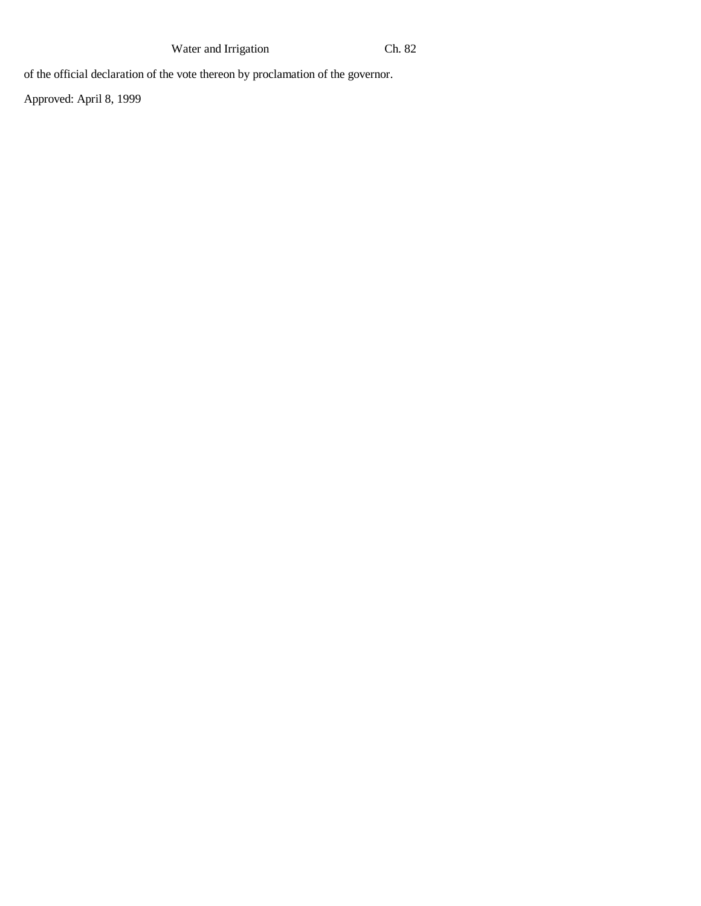of the official declaration of the vote thereon by proclamation of the governor.

Approved: April 8, 1999